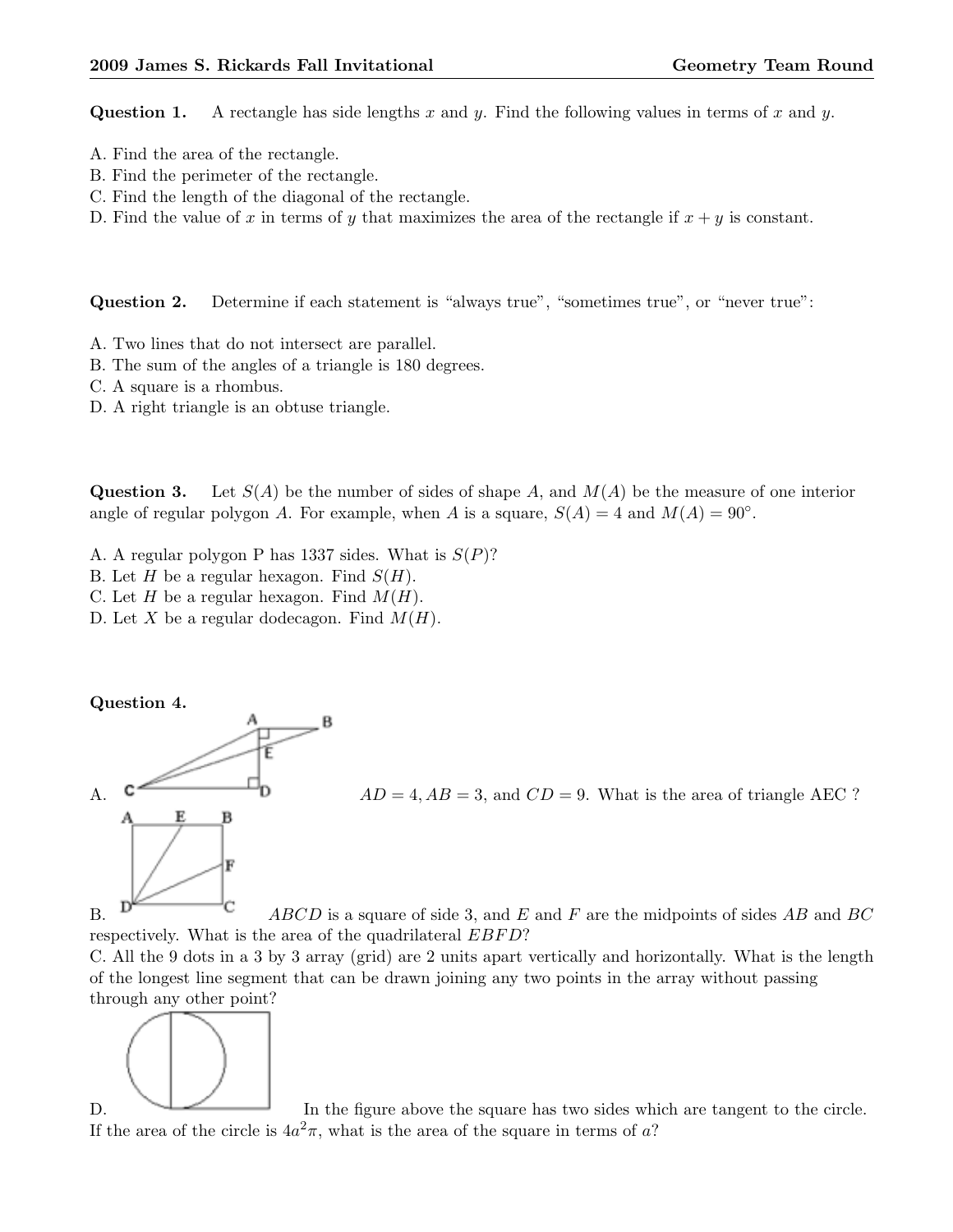**Question 1.** A rectangle has side lengths $x$ and $y$. Find the following values in terms of $x$ and $y$.

A. Find the area of the rectangle.
B. Find the perimeter of the rectangle.
C. Find the length of the diagonal of the rectangle.
D. Find the value of $x$ in terms of $y$ that maximizes the area of the rectangle if $x + y$ is constant.

**Question 2.** Determine if each statement is "always true", "sometimes true", or "never true":

A. Two lines that do not intersect are parallel.
B. The sum of the angles of a triangle is 180 degrees.
C. A square is a rhombus.
D. A right triangle is an obtuse triangle.

**Question 3.** Let $S(A)$ be the number of sides of shape $A$, and $M(A)$ be the measure of one interior angle of regular polygon $A$. For example, when $A$ is a square, $S(A) = 4$ and $M(A) = 90°$.

A. A regular polygon P has 1337 sides. What is $S(P)$?
B. Let $H$ be a regular hexagon. Find $S(H)$.
C. Let $H$ be a regular hexagon. Find $M(H)$.
D. Let $X$ be a regular dodecagon. Find $M(H)$.

**Question 4.**

A. $AD = 4, AB = 3$, and $CD = 9$. What is the area of triangle AEC ?

B. $ABCD$ is a square of side 3, and $E$ and $F$ are the midpoints of sides $AB$ and $BC$ respectively. What is the area of the quadrilateral $EBFD$?

C. All the 9 dots in a 3 by 3 array (grid) are 2 units apart vertically and horizontally. What is the length of the longest line segment that can be drawn joining any two points in the array without passing through any other point?

D. In the figure above the square has two sides which are tangent to the circle. If the area of the circle is $4a^2\pi$, what is the area of the square in terms of $a$?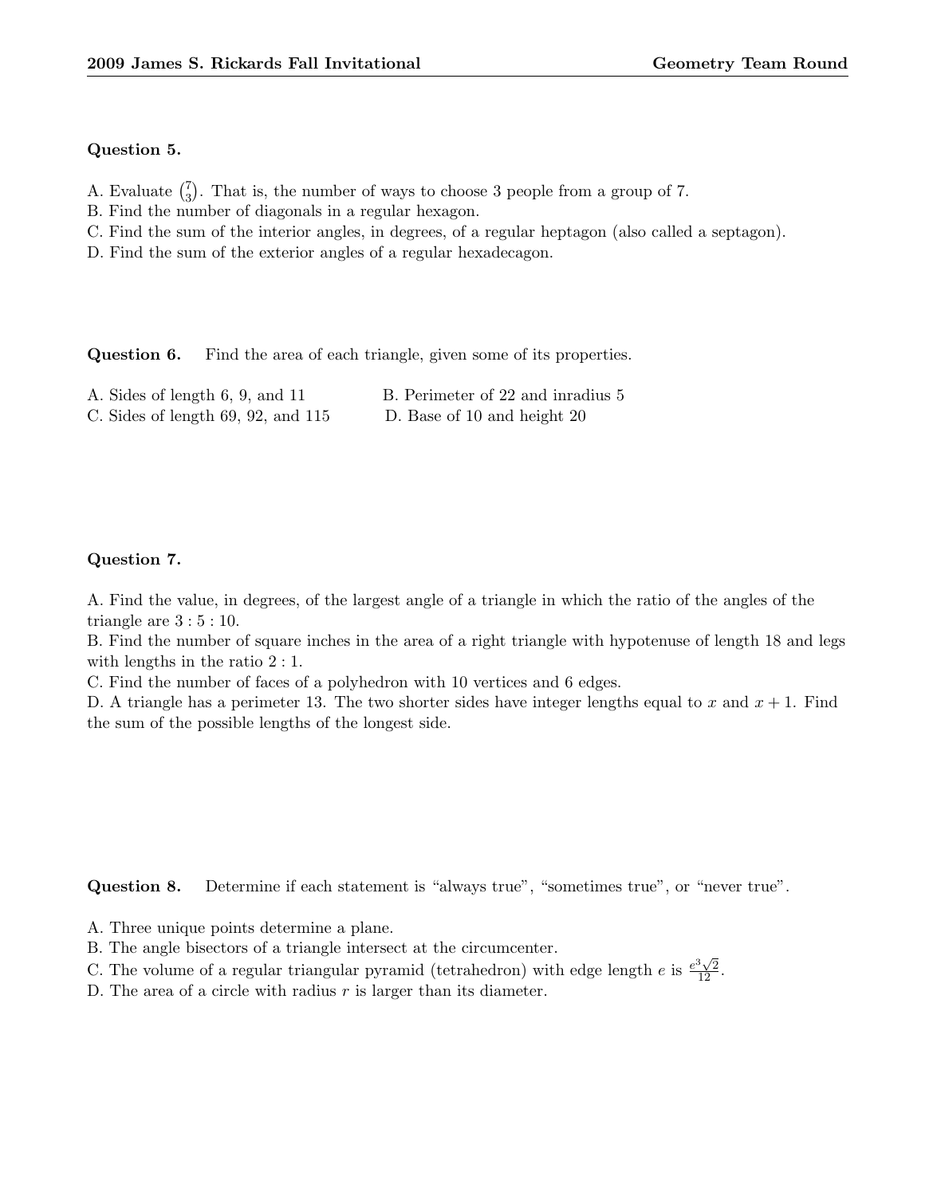**Question 5.**

A. Evaluate $\binom{7}{3}$. That is, the number of ways to choose 3 people from a group of 7.
B. Find the number of diagonals in a regular hexagon.
C. Find the sum of the interior angles, in degrees, of a regular heptagon (also called a septagon).
D. Find the sum of the exterior angles of a regular hexadecagon.

**Question 6.** Find the area of each triangle, given some of its properties.

A. Sides of length 6, 9, and 11
B. Perimeter of 22 and inradius 5
C. Sides of length 69, 92, and 115
D. Base of 10 and height 20

**Question 7.**

A. Find the value, in degrees, of the largest angle of a triangle in which the ratio of the angles of the triangle are $3 : 5 : 10$.
B. Find the number of square inches in the area of a right triangle with hypotenuse of length 18 and legs with lengths in the ratio $2 : 1$.
C. Find the number of faces of a polyhedron with 10 vertices and 6 edges.
D. A triangle has a perimeter 13. The two shorter sides have integer lengths equal to $x$ and $x + 1$. Find the sum of the possible lengths of the longest side.

**Question 8.** Determine if each statement is "always true", "sometimes true", or "never true".

A. Three unique points determine a plane.
B. The angle bisectors of a triangle intersect at the circumcenter.
C. The volume of a regular triangular pyramid (tetrahedron) with edge length $e$ is $\frac{e^3\sqrt{2}}{12}$.
D. The area of a circle with radius $r$ is larger than its diameter.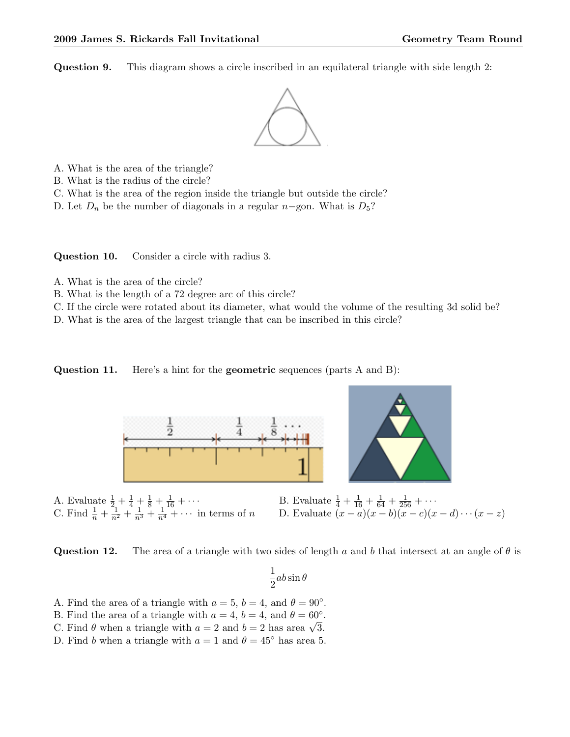**Question 9.** This diagram shows a circle inscribed in an equilateral triangle with side length 2:

A. What is the area of the triangle?
B. What is the radius of the circle?
C. What is the area of the region inside the triangle but outside the circle?
D. Let $D_n$ be the number of diagonals in a regular $n-$gon. What is $D_5$?

**Question 10.** Consider a circle with radius 3.

A. What is the area of the circle?
B. What is the length of a 72 degree arc of this circle?
C. If the circle were rotated about its diameter, what would the volume of the resulting 3d solid be?
D. What is the area of the largest triangle that can be inscribed in this circle?

**Question 11.** Here's a hint for the **geometric** sequences (parts A and B):

$\frac{1}{2}$ $\frac{1}{4}$ $\frac{1}{8}$ $\cdots$

1

A. Evaluate $\frac{1}{2} + \frac{1}{4} + \frac{1}{8} + \frac{1}{16} + \cdots$

B. Evaluate $\frac{1}{4} + \frac{1}{16} + \frac{1}{64} + \frac{1}{256} + \cdots$

C. Find $\frac{1}{n} + \frac{1}{n^2} + \frac{1}{n^3} + \frac{1}{n^4} + \cdots$ in terms of $n$

D. Evaluate $(x-a)(x-b)(x-c)(x-d)\cdots(x-z)$

**Question 12.** The area of a triangle with two sides of length $a$ and $b$ that intersect at an angle of $\theta$ is

$$\frac{1}{2}ab\sin\theta$$

A. Find the area of a triangle with $a = 5$, $b = 4$, and $\theta = 90°$.
B. Find the area of a triangle with $a = 4$, $b = 4$, and $\theta = 60°$.
C. Find $\theta$ when a triangle with $a = 2$ and $b = 2$ has area $\sqrt{3}$.
D. Find $b$ when a triangle with $a = 1$ and $\theta = 45°$ has area 5.